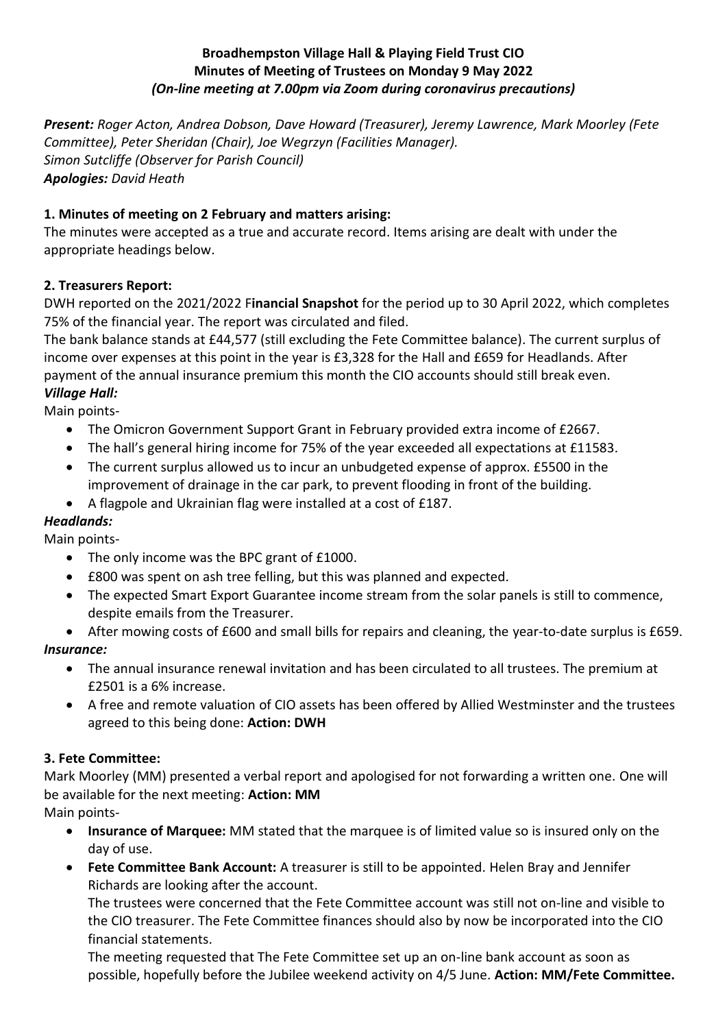**Broadhempston Village Hall & Playing Field Trust CIO**
**Minutes of Meeting of Trustees on Monday 9 May 2022**
***(On-line meeting at 7.00pm via Zoom during coronavirus precautions)***

***Present:*** *Roger Acton, Andrea Dobson, Dave Howard (Treasurer), Jeremy Lawrence, Mark Moorley (Fete Committee), Peter Sheridan (Chair), Joe Wegrzyn (Facilities Manager).*
*Simon Sutcliffe (Observer for Parish Council)*
***Apologies:*** *David Heath*

**1. Minutes of meeting on 2 February and matters arising:**

The minutes were accepted as a true and accurate record. Items arising are dealt with under the appropriate headings below.

**2. Treasurers Report:**

DWH reported on the 2021/2022 F**inancial Snapshot** for the period up to 30 April 2022, which completes 75% of the financial year. The report was circulated and filed.

The bank balance stands at £44,577 (still excluding the Fete Committee balance). The current surplus of income over expenses at this point in the year is £3,328 for the Hall and £659 for Headlands. After payment of the annual insurance premium this month the CIO accounts should still break even.

***Village Hall:***

Main points-

- The Omicron Government Support Grant in February provided extra income of £2667.
- The hall's general hiring income for 75% of the year exceeded all expectations at £11583.
- The current surplus allowed us to incur an unbudgeted expense of approx. £5500 in the improvement of drainage in the car park, to prevent flooding in front of the building.
- A flagpole and Ukrainian flag were installed at a cost of £187.

***Headlands:***

Main points-

- The only income was the BPC grant of £1000.
- £800 was spent on ash tree felling, but this was planned and expected.
- The expected Smart Export Guarantee income stream from the solar panels is still to commence, despite emails from the Treasurer.
- After mowing costs of £600 and small bills for repairs and cleaning, the year-to-date surplus is £659.

***Insurance:***

- The annual insurance renewal invitation and has been circulated to all trustees. The premium at £2501 is a 6% increase.
- A free and remote valuation of CIO assets has been offered by Allied Westminster and the trustees agreed to this being done: **Action: DWH**

**3. Fete Committee:**

Mark Moorley (MM) presented a verbal report and apologised for not forwarding a written one. One will be available for the next meeting: **Action: MM**

Main points-

- **Insurance of Marquee:** MM stated that the marquee is of limited value so is insured only on the day of use.
- **Fete Committee Bank Account:** A treasurer is still to be appointed. Helen Bray and Jennifer Richards are looking after the account.

  The trustees were concerned that the Fete Committee account was still not on-line and visible to the CIO treasurer. The Fete Committee finances should also by now be incorporated into the CIO financial statements.

  The meeting requested that The Fete Committee set up an on-line bank account as soon as possible, hopefully before the Jubilee weekend activity on 4/5 June. **Action: MM/Fete Committee.**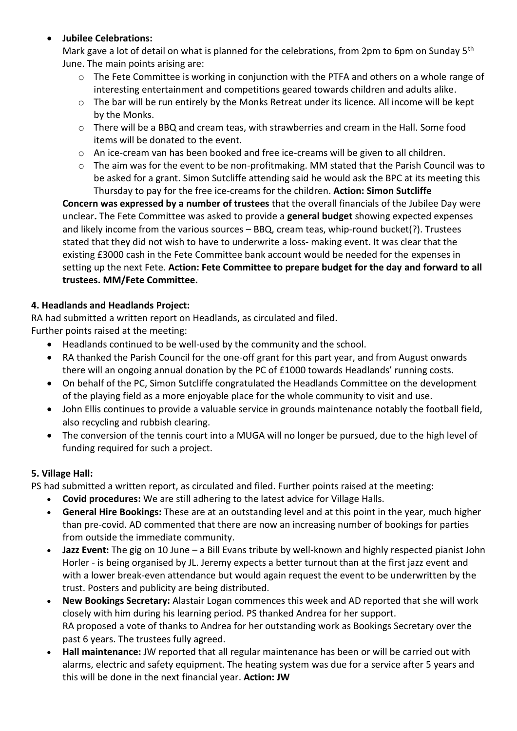- **Jubilee Celebrations:**
  Mark gave a lot of detail on what is planned for the celebrations, from 2pm to 6pm on Sunday 5th June. The main points arising are:
  - The Fete Committee is working in conjunction with the PTFA and others on a whole range of interesting entertainment and competitions geared towards children and adults alike.
  - The bar will be run entirely by the Monks Retreat under its licence. All income will be kept by the Monks.
  - There will be a BBQ and cream teas, with strawberries and cream in the Hall. Some food items will be donated to the event.
  - An ice-cream van has been booked and free ice-creams will be given to all children.
  - The aim was for the event to be non-profitmaking. MM stated that the Parish Council was to be asked for a grant. Simon Sutcliffe attending said he would ask the BPC at its meeting this Thursday to pay for the free ice-creams for the children. **Action: Simon Sutcliffe**

  **Concern was expressed by a number of trustees** that the overall financials of the Jubilee Day were unclear**.** The Fete Committee was asked to provide a **general budget** showing expected expenses and likely income from the various sources – BBQ, cream teas, whip-round bucket(?). Trustees stated that they did not wish to have to underwrite a loss- making event. It was clear that the existing £3000 cash in the Fete Committee bank account would be needed for the expenses in setting up the next Fete. **Action: Fete Committee to prepare budget for the day and forward to all trustees. MM/Fete Committee.**

**4. Headlands and Headlands Project:**

RA had submitted a written report on Headlands, as circulated and filed.
Further points raised at the meeting:

- Headlands continued to be well-used by the community and the school.
- RA thanked the Parish Council for the one-off grant for this part year, and from August onwards there will an ongoing annual donation by the PC of £1000 towards Headlands' running costs.
- On behalf of the PC, Simon Sutcliffe congratulated the Headlands Committee on the development of the playing field as a more enjoyable place for the whole community to visit and use.
- John Ellis continues to provide a valuable service in grounds maintenance notably the football field, also recycling and rubbish clearing.
- The conversion of the tennis court into a MUGA will no longer be pursued, due to the high level of funding required for such a project.

**5. Village Hall:**

PS had submitted a written report, as circulated and filed. Further points raised at the meeting:

- **Covid procedures:** We are still adhering to the latest advice for Village Halls.
- **General Hire Bookings:** These are at an outstanding level and at this point in the year, much higher than pre-covid. AD commented that there are now an increasing number of bookings for parties from outside the immediate community.
- **Jazz Event:** The gig on 10 June – a Bill Evans tribute by well-known and highly respected pianist John Horler - is being organised by JL. Jeremy expects a better turnout than at the first jazz event and with a lower break-even attendance but would again request the event to be underwritten by the trust. Posters and publicity are being distributed.
- **New Bookings Secretary:** Alastair Logan commences this week and AD reported that she will work closely with him during his learning period. PS thanked Andrea for her support.
  RA proposed a vote of thanks to Andrea for her outstanding work as Bookings Secretary over the past 6 years. The trustees fully agreed.
- **Hall maintenance:** JW reported that all regular maintenance has been or will be carried out with alarms, electric and safety equipment. The heating system was due for a service after 5 years and this will be done in the next financial year. **Action: JW**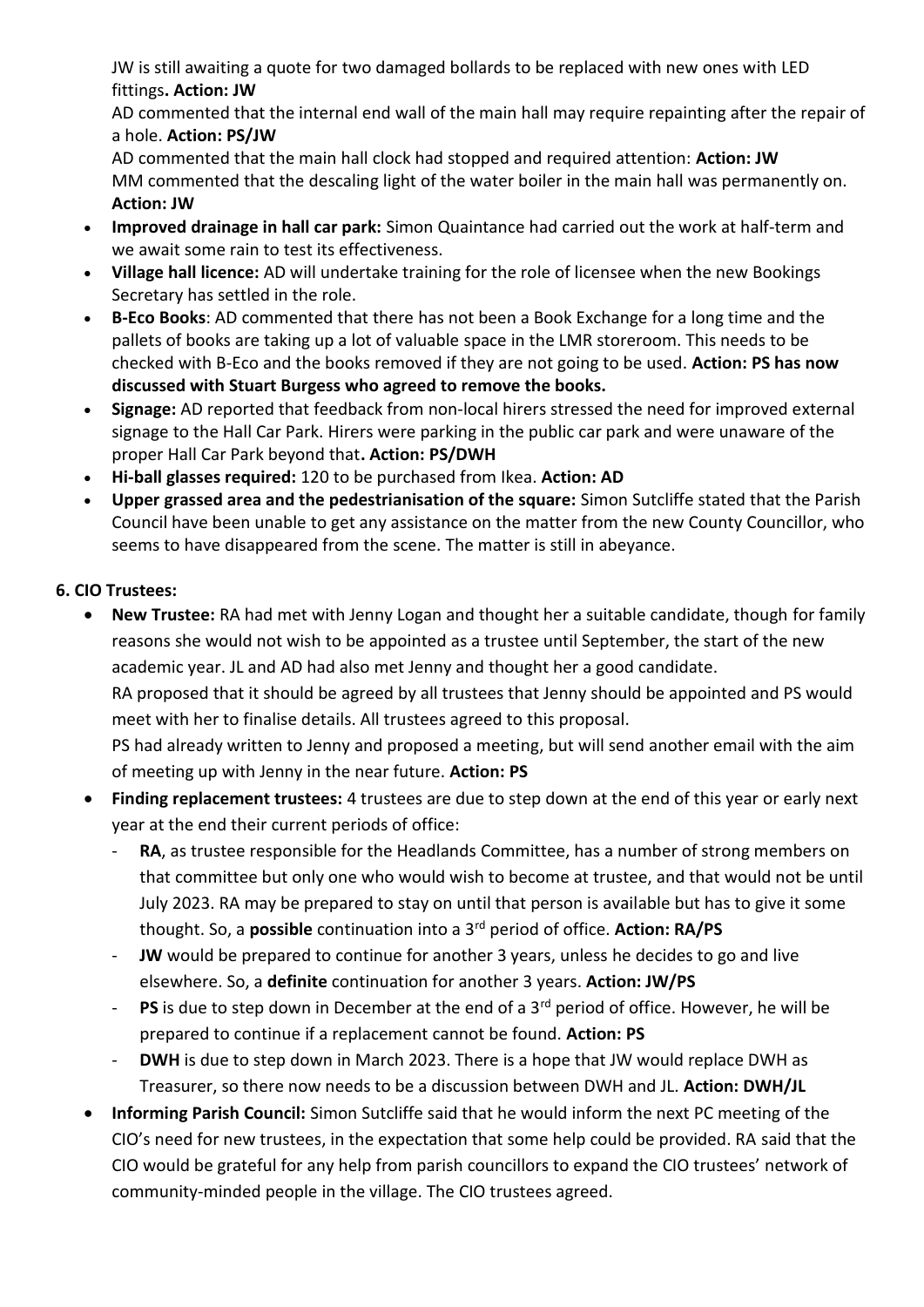JW is still awaiting a quote for two damaged bollards to be replaced with new ones with LED fittings**. Action: JW**

AD commented that the internal end wall of the main hall may require repainting after the repair of a hole. **Action: PS/JW**

AD commented that the main hall clock had stopped and required attention: **Action: JW**

MM commented that the descaling light of the water boiler in the main hall was permanently on. **Action: JW**

- **Improved drainage in hall car park:** Simon Quaintance had carried out the work at half-term and we await some rain to test its effectiveness.
- **Village hall licence:** AD will undertake training for the role of licensee when the new Bookings Secretary has settled in the role.
- **B-Eco Books**: AD commented that there has not been a Book Exchange for a long time and the pallets of books are taking up a lot of valuable space in the LMR storeroom. This needs to be checked with B-Eco and the books removed if they are not going to be used. **Action: PS has now discussed with Stuart Burgess who agreed to remove the books.**
- **Signage:** AD reported that feedback from non-local hirers stressed the need for improved external signage to the Hall Car Park. Hirers were parking in the public car park and were unaware of the proper Hall Car Park beyond that**. Action: PS/DWH**
- **Hi-ball glasses required:** 120 to be purchased from Ikea. **Action: AD**
- **Upper grassed area and the pedestrianisation of the square:** Simon Sutcliffe stated that the Parish Council have been unable to get any assistance on the matter from the new County Councillor, who seems to have disappeared from the scene. The matter is still in abeyance.

**6. CIO Trustees:**

- **New Trustee:** RA had met with Jenny Logan and thought her a suitable candidate, though for family reasons she would not wish to be appointed as a trustee until September, the start of the new academic year. JL and AD had also met Jenny and thought her a good candidate.

  RA proposed that it should be agreed by all trustees that Jenny should be appointed and PS would meet with her to finalise details. All trustees agreed to this proposal.

  PS had already written to Jenny and proposed a meeting, but will send another email with the aim of meeting up with Jenny in the near future. **Action: PS**

- **Finding replacement trustees:** 4 trustees are due to step down at the end of this year or early next year at the end their current periods of office:
  - **RA**, as trustee responsible for the Headlands Committee, has a number of strong members on that committee but only one who would wish to become at trustee, and that would not be until July 2023. RA may be prepared to stay on until that person is available but has to give it some thought. So, a **possible** continuation into a 3rd period of office. **Action: RA/PS**
  - **JW** would be prepared to continue for another 3 years, unless he decides to go and live elsewhere. So, a **definite** continuation for another 3 years. **Action: JW/PS**
  - **PS** is due to step down in December at the end of a 3rd period of office. However, he will be prepared to continue if a replacement cannot be found. **Action: PS**
  - **DWH** is due to step down in March 2023. There is a hope that JW would replace DWH as Treasurer, so there now needs to be a discussion between DWH and JL. **Action: DWH/JL**

- **Informing Parish Council:** Simon Sutcliffe said that he would inform the next PC meeting of the CIO's need for new trustees, in the expectation that some help could be provided. RA said that the CIO would be grateful for any help from parish councillors to expand the CIO trustees' network of community-minded people in the village. The CIO trustees agreed.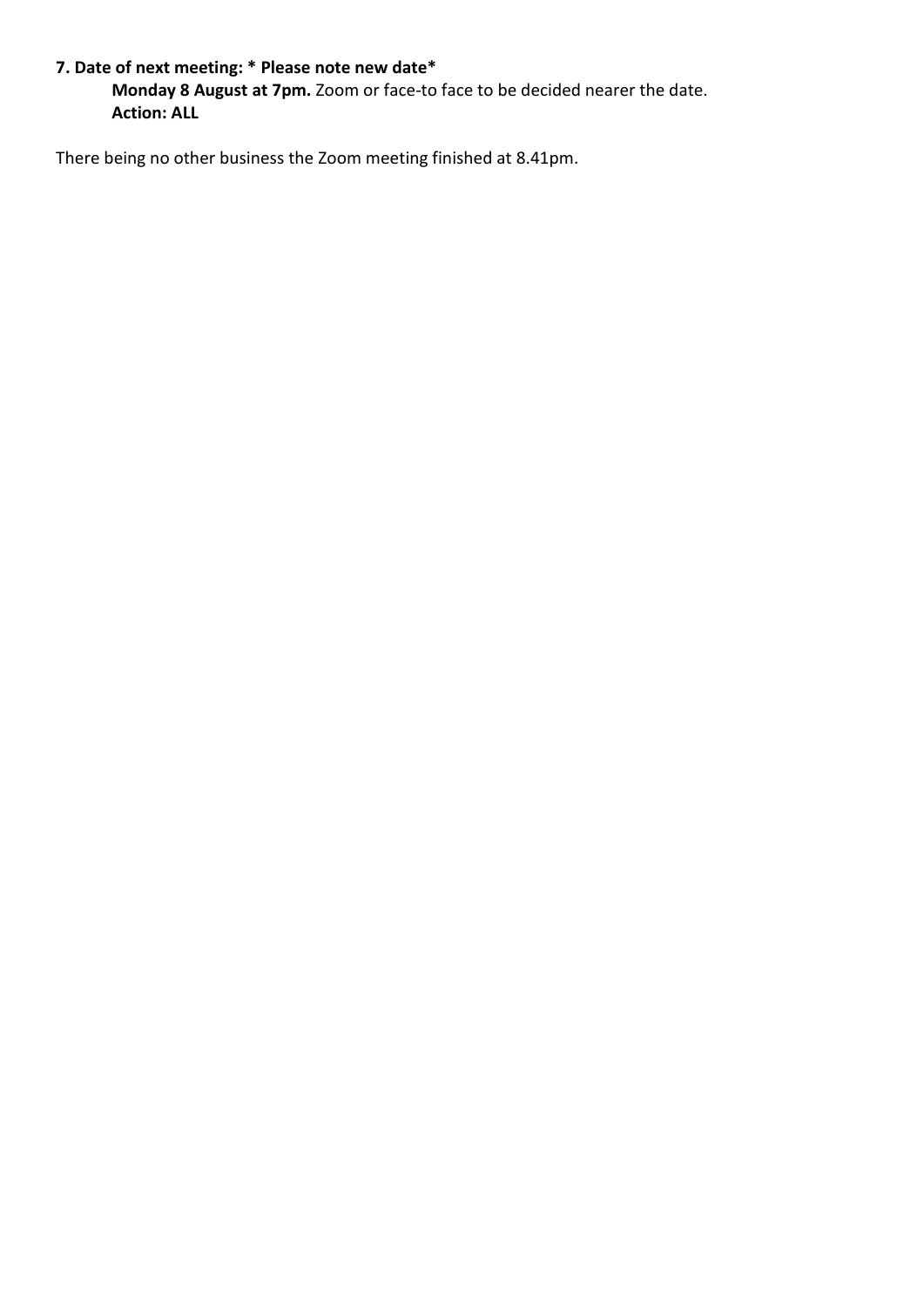**7. Date of next meeting: * Please note new date***

**Monday 8 August at 7pm.** Zoom or face-to face to be decided nearer the date.
**Action: ALL**

There being no other business the Zoom meeting finished at 8.41pm.